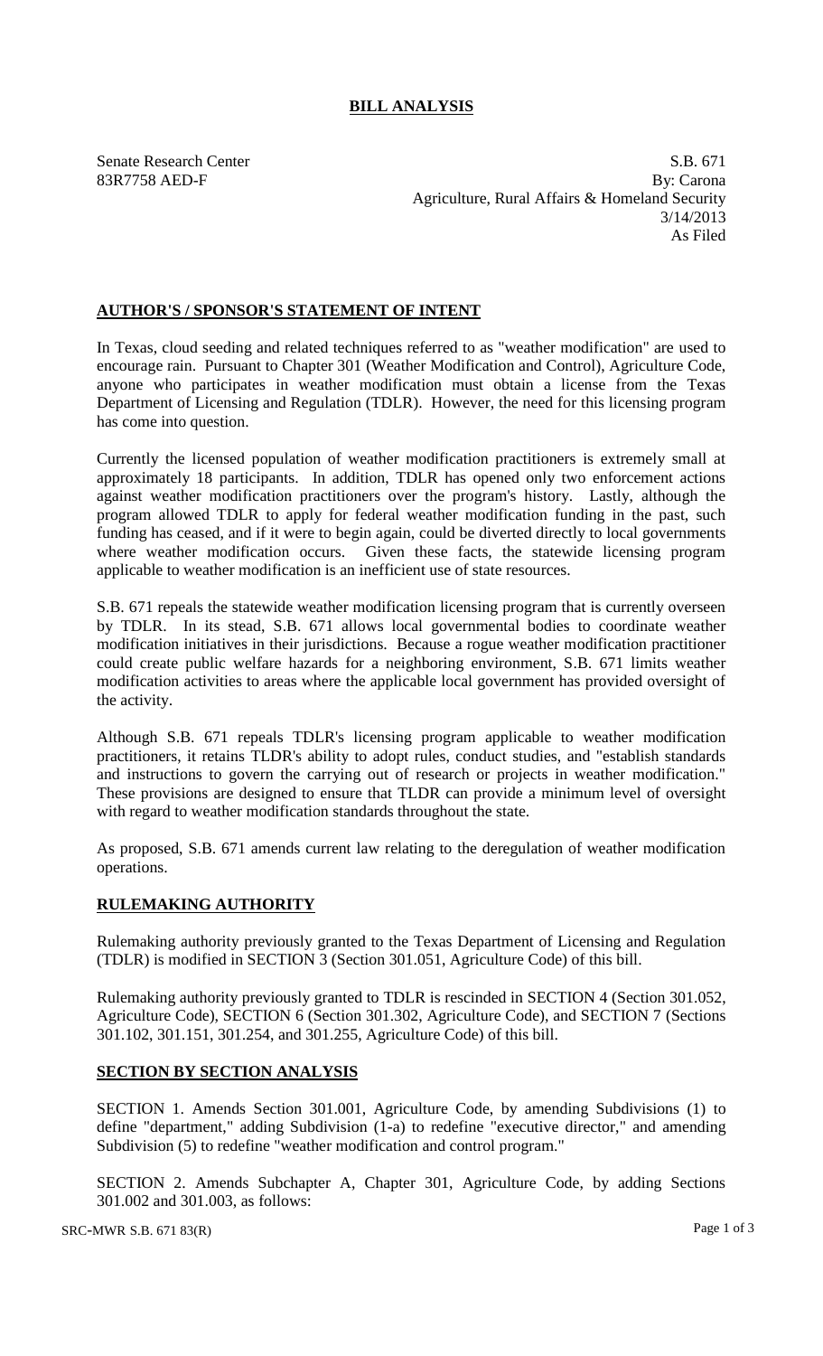# BILL ANALYSIS

Senate Research Center
83R7758 AED-F

S.B. 671
By: Carona
Agriculture, Rural Affairs & Homeland Security
3/14/2013
As Filed

## AUTHOR'S / SPONSOR'S STATEMENT OF INTENT

In Texas, cloud seeding and related techniques referred to as "weather modification" are used to encourage rain. Pursuant to Chapter 301 (Weather Modification and Control), Agriculture Code, anyone who participates in weather modification must obtain a license from the Texas Department of Licensing and Regulation (TDLR). However, the need for this licensing program has come into question.

Currently the licensed population of weather modification practitioners is extremely small at approximately 18 participants. In addition, TDLR has opened only two enforcement actions against weather modification practitioners over the program's history. Lastly, although the program allowed TDLR to apply for federal weather modification funding in the past, such funding has ceased, and if it were to begin again, could be diverted directly to local governments where weather modification occurs. Given these facts, the statewide licensing program applicable to weather modification is an inefficient use of state resources.

S.B. 671 repeals the statewide weather modification licensing program that is currently overseen by TDLR. In its stead, S.B. 671 allows local governmental bodies to coordinate weather modification initiatives in their jurisdictions. Because a rogue weather modification practitioner could create public welfare hazards for a neighboring environment, S.B. 671 limits weather modification activities to areas where the applicable local government has provided oversight of the activity.

Although S.B. 671 repeals TDLR's licensing program applicable to weather modification practitioners, it retains TLDR's ability to adopt rules, conduct studies, and "establish standards and instructions to govern the carrying out of research or projects in weather modification." These provisions are designed to ensure that TLDR can provide a minimum level of oversight with regard to weather modification standards throughout the state.

As proposed, S.B. 671 amends current law relating to the deregulation of weather modification operations.

## RULEMAKING AUTHORITY

Rulemaking authority previously granted to the Texas Department of Licensing and Regulation (TDLR) is modified in SECTION 3 (Section 301.051, Agriculture Code) of this bill.

Rulemaking authority previously granted to TDLR is rescinded in SECTION 4 (Section 301.052, Agriculture Code), SECTION 6 (Section 301.302, Agriculture Code), and SECTION 7 (Sections 301.102, 301.151, 301.254, and 301.255, Agriculture Code) of this bill.

## SECTION BY SECTION ANALYSIS

SECTION 1. Amends Section 301.001, Agriculture Code, by amending Subdivisions (1) to define "department," adding Subdivision (1-a) to redefine "executive director," and amending Subdivision (5) to redefine "weather modification and control program."

SECTION 2. Amends Subchapter A, Chapter 301, Agriculture Code, by adding Sections 301.002 and 301.003, as follows: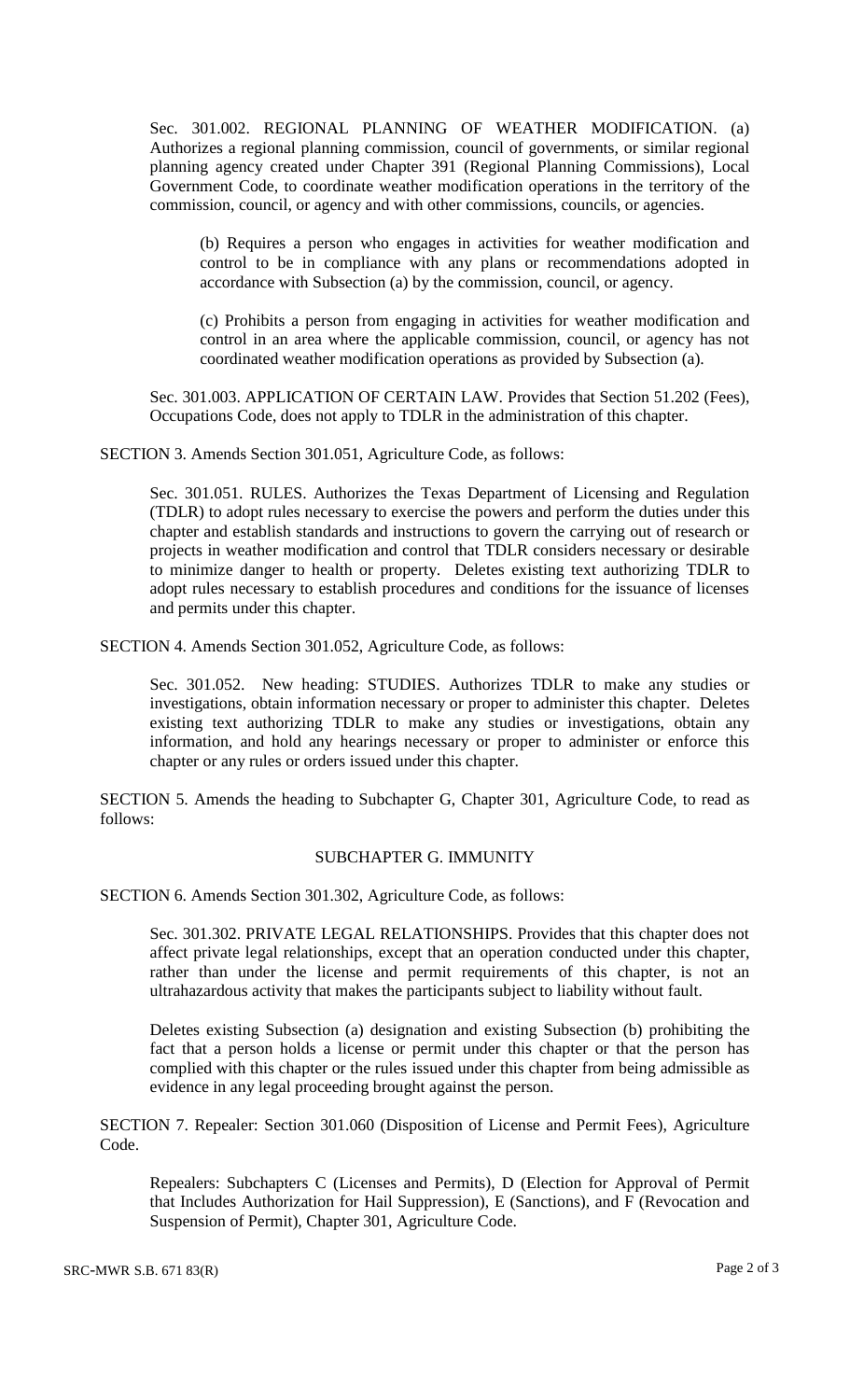Sec. 301.002. REGIONAL PLANNING OF WEATHER MODIFICATION. (a) Authorizes a regional planning commission, council of governments, or similar regional planning agency created under Chapter 391 (Regional Planning Commissions), Local Government Code, to coordinate weather modification operations in the territory of the commission, council, or agency and with other commissions, councils, or agencies.

(b) Requires a person who engages in activities for weather modification and control to be in compliance with any plans or recommendations adopted in accordance with Subsection (a) by the commission, council, or agency.

(c) Prohibits a person from engaging in activities for weather modification and control in an area where the applicable commission, council, or agency has not coordinated weather modification operations as provided by Subsection (a).

Sec. 301.003. APPLICATION OF CERTAIN LAW. Provides that Section 51.202 (Fees), Occupations Code, does not apply to TDLR in the administration of this chapter.

SECTION 3. Amends Section 301.051, Agriculture Code, as follows:

Sec. 301.051. RULES. Authorizes the Texas Department of Licensing and Regulation (TDLR) to adopt rules necessary to exercise the powers and perform the duties under this chapter and establish standards and instructions to govern the carrying out of research or projects in weather modification and control that TDLR considers necessary or desirable to minimize danger to health or property. Deletes existing text authorizing TDLR to adopt rules necessary to establish procedures and conditions for the issuance of licenses and permits under this chapter.

SECTION 4. Amends Section 301.052, Agriculture Code, as follows:

Sec. 301.052. New heading: STUDIES. Authorizes TDLR to make any studies or investigations, obtain information necessary or proper to administer this chapter. Deletes existing text authorizing TDLR to make any studies or investigations, obtain any information, and hold any hearings necessary or proper to administer or enforce this chapter or any rules or orders issued under this chapter.

SECTION 5. Amends the heading to Subchapter G, Chapter 301, Agriculture Code, to read as follows:

SUBCHAPTER G. IMMUNITY

SECTION 6. Amends Section 301.302, Agriculture Code, as follows:

Sec. 301.302. PRIVATE LEGAL RELATIONSHIPS. Provides that this chapter does not affect private legal relationships, except that an operation conducted under this chapter, rather than under the license and permit requirements of this chapter, is not an ultrahazardous activity that makes the participants subject to liability without fault.

Deletes existing Subsection (a) designation and existing Subsection (b) prohibiting the fact that a person holds a license or permit under this chapter or that the person has complied with this chapter or the rules issued under this chapter from being admissible as evidence in any legal proceeding brought against the person.

SECTION 7. Repealer: Section 301.060 (Disposition of License and Permit Fees), Agriculture Code.

Repealers: Subchapters C (Licenses and Permits), D (Election for Approval of Permit that Includes Authorization for Hail Suppression), E (Sanctions), and F (Revocation and Suspension of Permit), Chapter 301, Agriculture Code.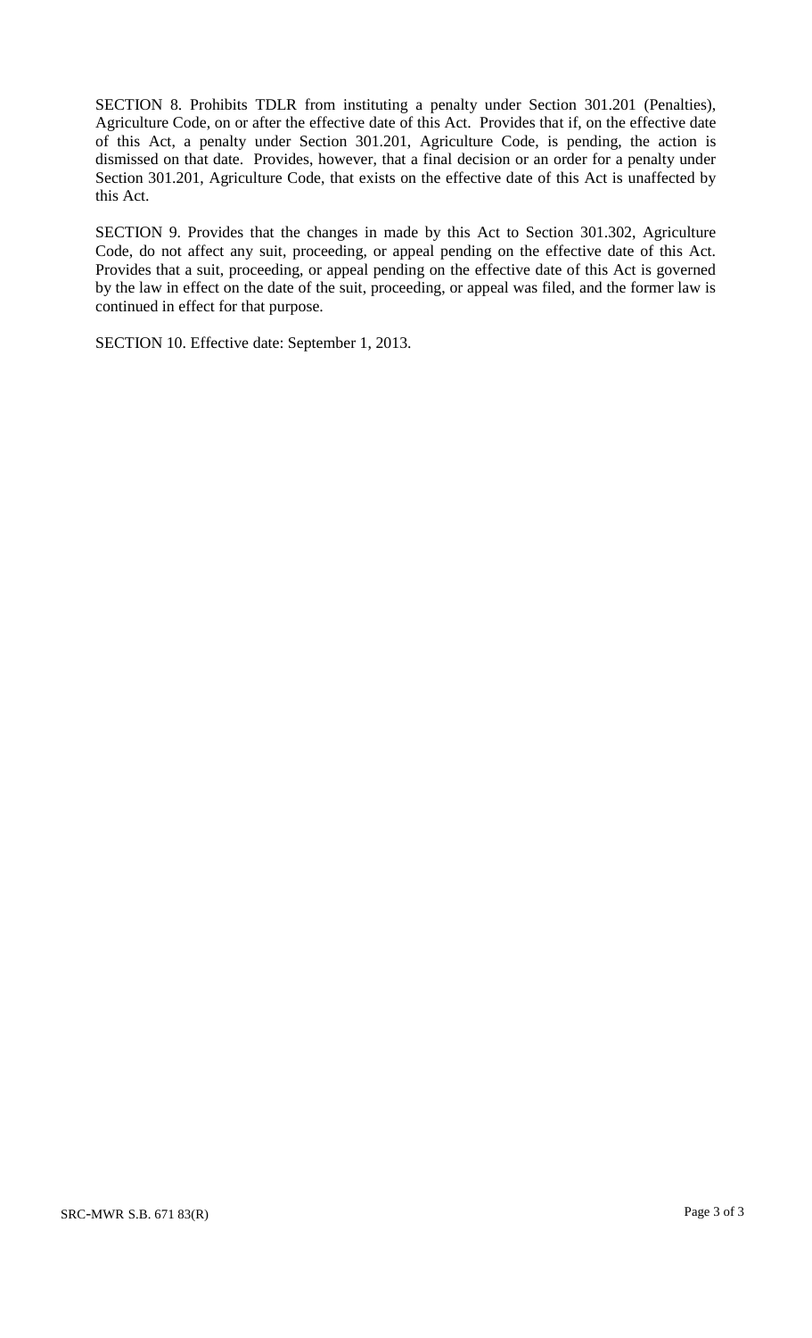SECTION 8. Prohibits TDLR from instituting a penalty under Section 301.201 (Penalties), Agriculture Code, on or after the effective date of this Act. Provides that if, on the effective date of this Act, a penalty under Section 301.201, Agriculture Code, is pending, the action is dismissed on that date. Provides, however, that a final decision or an order for a penalty under Section 301.201, Agriculture Code, that exists on the effective date of this Act is unaffected by this Act.

SECTION 9. Provides that the changes in made by this Act to Section 301.302, Agriculture Code, do not affect any suit, proceeding, or appeal pending on the effective date of this Act. Provides that a suit, proceeding, or appeal pending on the effective date of this Act is governed by the law in effect on the date of the suit, proceeding, or appeal was filed, and the former law is continued in effect for that purpose.

SECTION 10. Effective date: September 1, 2013.